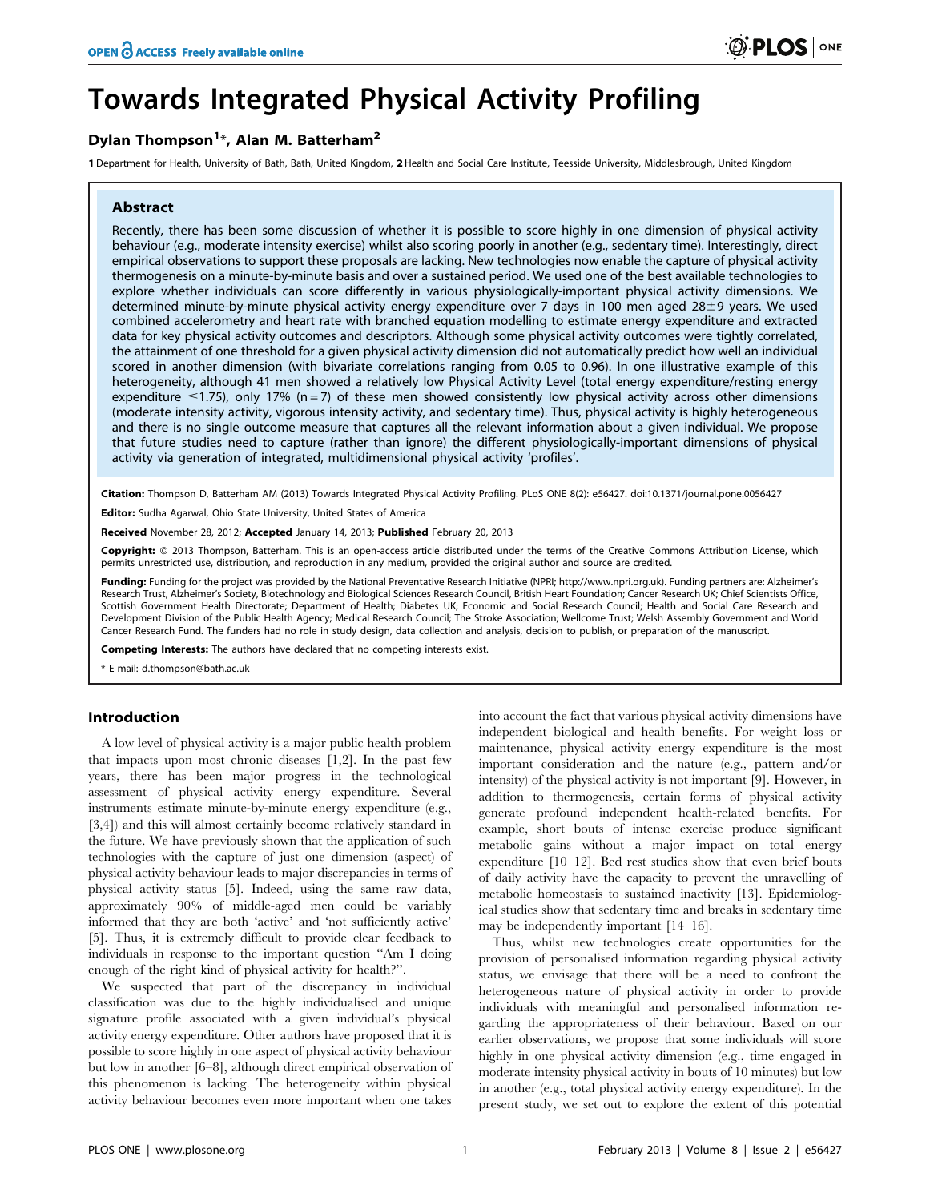# Towards Integrated Physical Activity Profiling

**Dylan Thompson[1]*, Alan M. Batterham[2]**

1 Department for Health, University of Bath, Bath, United Kingdom, 2 Health and Social Care Institute, Teesside University, Middlesbrough, United Kingdom

## Abstract

Recently, there has been some discussion of whether it is possible to score highly in one dimension of physical activity behaviour (e.g., moderate intensity exercise) whilst also scoring poorly in another (e.g., sedentary time). Interestingly, direct empirical observations to support these proposals are lacking. New technologies now enable the capture of physical activity thermogenesis on a minute-by-minute basis and over a sustained period. We used one of the best available technologies to explore whether individuals can score differently in various physiologically-important physical activity dimensions. We determined minute-by-minute physical activity energy expenditure over 7 days in 100 men aged 28±9 years. We used combined accelerometry and heart rate with branched equation modelling to estimate energy expenditure and extracted data for key physical activity outcomes and descriptors. Although some physical activity outcomes were tightly correlated, the attainment of one threshold for a given physical activity dimension did not automatically predict how well an individual scored in another dimension (with bivariate correlations ranging from 0.05 to 0.96). In one illustrative example of this heterogeneity, although 41 men showed a relatively low Physical Activity Level (total energy expenditure/resting energy expenditure ≤1.75), only 17% (n = 7) of these men showed consistently low physical activity across other dimensions (moderate intensity activity, vigorous intensity activity, and sedentary time). Thus, physical activity is highly heterogeneous and there is no single outcome measure that captures all the relevant information about a given individual. We propose that future studies need to capture (rather than ignore) the different physiologically-important dimensions of physical activity via generation of integrated, multidimensional physical activity 'profiles'.

**Citation:** Thompson D, Batterham AM (2013) Towards Integrated Physical Activity Profiling. PLoS ONE 8(2): e56427. doi:10.1371/journal.pone.0056427

**Editor:** Sudha Agarwal, Ohio State University, United States of America

**Received** November 28, 2012; **Accepted** January 14, 2013; **Published** February 20, 2013

**Copyright:** © 2013 Thompson, Batterham. This is an open-access article distributed under the terms of the Creative Commons Attribution License, which permits unrestricted use, distribution, and reproduction in any medium, provided the original author and source are credited.

**Funding:** Funding for the project was provided by the National Preventative Research Initiative (NPRI; http://www.npri.org.uk). Funding partners are: Alzheimer's Research Trust, Alzheimer's Society, Biotechnology and Biological Sciences Research Council, British Heart Foundation; Cancer Research UK; Chief Scientists Office, Scottish Government Health Directorate; Department of Health; Diabetes UK; Economic and Social Research Council; Health and Social Care Research and Development Division of the Public Health Agency; Medical Research Council; The Stroke Association; Wellcome Trust; Welsh Assembly Government and World Cancer Research Fund. The funders had no role in study design, data collection and analysis, decision to publish, or preparation of the manuscript.

**Competing Interests:** The authors have declared that no competing interests exist.

\* E-mail: d.thompson@bath.ac.uk

## Introduction

A low level of physical activity is a major public health problem that impacts upon most chronic diseases [1,2]. In the past few years, there has been major progress in the technological assessment of physical activity energy expenditure. Several instruments estimate minute-by-minute energy expenditure (e.g., [3,4]) and this will almost certainly become relatively standard in the future. We have previously shown that the application of such technologies with the capture of just one dimension (aspect) of physical activity behaviour leads to major discrepancies in terms of physical activity status [5]. Indeed, using the same raw data, approximately 90% of middle-aged men could be variably informed that they are both 'active' and 'not sufficiently active' [5]. Thus, it is extremely difficult to provide clear feedback to individuals in response to the important question "Am I doing enough of the right kind of physical activity for health?".

We suspected that part of the discrepancy in individual classification was due to the highly individualised and unique signature profile associated with a given individual's physical activity energy expenditure. Other authors have proposed that it is possible to score highly in one aspect of physical activity behaviour but low in another [6–8], although direct empirical observation of this phenomenon is lacking. The heterogeneity within physical activity behaviour becomes even more important when one takes into account the fact that various physical activity dimensions have independent biological and health benefits. For weight loss or maintenance, physical activity energy expenditure is the most important consideration and the nature (e.g., pattern and/or intensity) of the physical activity is not important [9]. However, in addition to thermogenesis, certain forms of physical activity generate profound independent health-related benefits. For example, short bouts of intense exercise produce significant metabolic gains without a major impact on total energy expenditure [10–12]. Bed rest studies show that even brief bouts of daily activity have the capacity to prevent the unravelling of metabolic homeostasis to sustained inactivity [13]. Epidemiological studies show that sedentary time and breaks in sedentary time may be independently important [14–16].

Thus, whilst new technologies create opportunities for the provision of personalised information regarding physical activity status, we envisage that there will be a need to confront the heterogeneous nature of physical activity in order to provide individuals with meaningful and personalised information regarding the appropriateness of their behaviour. Based on our earlier observations, we propose that some individuals will score highly in one physical activity dimension (e.g., time engaged in moderate intensity physical activity in bouts of 10 minutes) but low in another (e.g., total physical activity energy expenditure). In the present study, we set out to explore the extent of this potential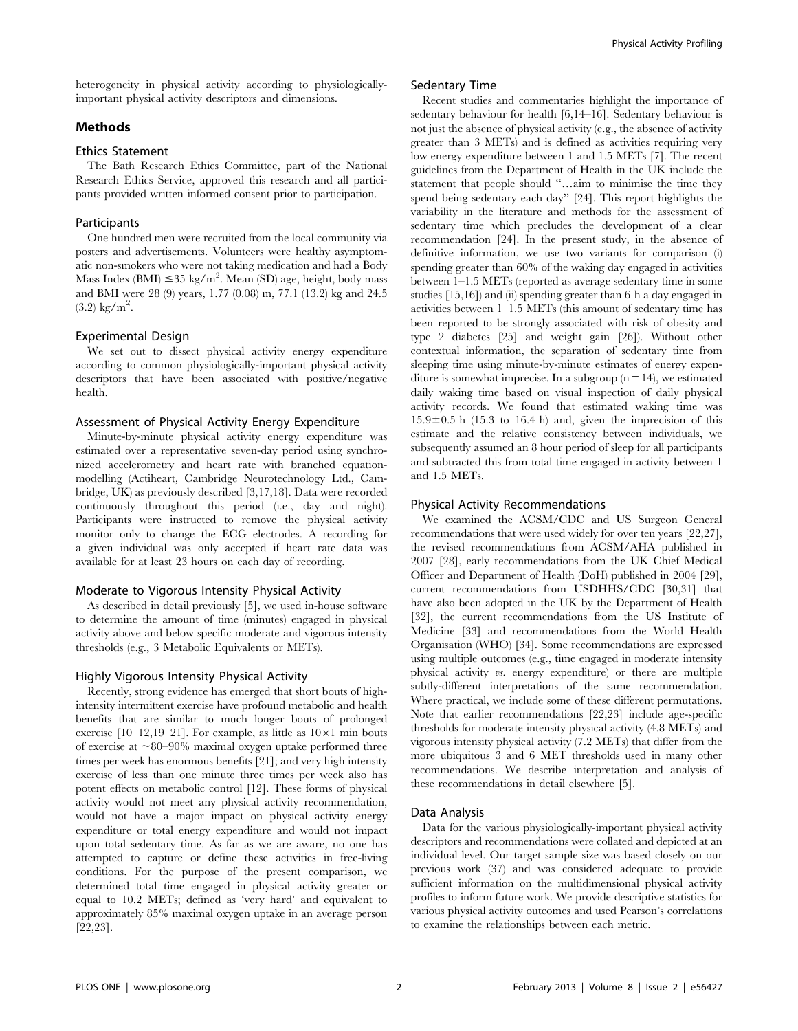heterogeneity in physical activity according to physiologically-important physical activity descriptors and dimensions.

## Methods

### Ethics Statement

The Bath Research Ethics Committee, part of the National Research Ethics Service, approved this research and all participants provided written informed consent prior to participation.

### Participants

One hundred men were recruited from the local community via posters and advertisements. Volunteers were healthy asymptomatic non-smokers who were not taking medication and had a Body Mass Index (BMI) $\leq$35 kg/m$^2$. Mean (SD) age, height, body mass and BMI were 28 (9) years, 1.77 (0.08) m, 77.1 (13.2) kg and 24.5 (3.2) kg/m$^2$.

### Experimental Design

We set out to dissect physical activity energy expenditure according to common physiologically-important physical activity descriptors that have been associated with positive/negative health.

### Assessment of Physical Activity Energy Expenditure

Minute-by-minute physical activity energy expenditure was estimated over a representative seven-day period using synchronized accelerometry and heart rate with branched equation-modelling (Actiheart, Cambridge Neurotechnology Ltd., Cambridge, UK) as previously described [3,17,18]. Data were recorded continuously throughout this period (i.e., day and night). Participants were instructed to remove the physical activity monitor only to change the ECG electrodes. A recording for a given individual was only accepted if heart rate data was available for at least 23 hours on each day of recording.

### Moderate to Vigorous Intensity Physical Activity

As described in detail previously [5], we used in-house software to determine the amount of time (minutes) engaged in physical activity above and below specific moderate and vigorous intensity thresholds (e.g., 3 Metabolic Equivalents or METs).

### Highly Vigorous Intensity Physical Activity

Recently, strong evidence has emerged that short bouts of high-intensity intermittent exercise have profound metabolic and health benefits that are similar to much longer bouts of prolonged exercise [10–12,19–21]. For example, as little as $10\times1$ min bouts of exercise at ~80–90% maximal oxygen uptake performed three times per week has enormous benefits [21]; and very high intensity exercise of less than one minute three times per week also has potent effects on metabolic control [12]. These forms of physical activity would not meet any physical activity recommendation, would not have a major impact on physical activity energy expenditure or total energy expenditure and would not impact upon total sedentary time. As far as we are aware, no one has attempted to capture or define these activities in free-living conditions. For the purpose of the present comparison, we determined total time engaged in physical activity greater or equal to 10.2 METs; defined as 'very hard' and equivalent to approximately 85% maximal oxygen uptake in an average person [22,23].

### Sedentary Time

Recent studies and commentaries highlight the importance of sedentary behaviour for health [6,14–16]. Sedentary behaviour is not just the absence of physical activity (e.g., the absence of activity greater than 3 METs) and is defined as activities requiring very low energy expenditure between 1 and 1.5 METs [7]. The recent guidelines from the Department of Health in the UK include the statement that people should "…aim to minimise the time they spend being sedentary each day" [24]. This report highlights the variability in the literature and methods for the assessment of sedentary time which precludes the development of a clear recommendation [24]. In the present study, in the absence of definitive information, we use two variants for comparison (i) spending greater than 60% of the waking day engaged in activities between 1–1.5 METs (reported as average sedentary time in some studies [15,16]) and (ii) spending greater than 6 h a day engaged in activities between 1–1.5 METs (this amount of sedentary time has been reported to be strongly associated with risk of obesity and type 2 diabetes [25] and weight gain [26]). Without other contextual information, the separation of sedentary time from sleeping time using minute-by-minute estimates of energy expenditure is somewhat imprecise. In a subgroup ($n = 14$), we estimated daily waking time based on visual inspection of daily physical activity records. We found that estimated waking time was $15.9\pm0.5$ h (15.3 to 16.4 h) and, given the imprecision of this estimate and the relative consistency between individuals, we subsequently assumed an 8 hour period of sleep for all participants and subtracted this from total time engaged in activity between 1 and 1.5 METs.

### Physical Activity Recommendations

We examined the ACSM/CDC and US Surgeon General recommendations that were used widely for over ten years [22,27], the revised recommendations from ACSM/AHA published in 2007 [28], early recommendations from the UK Chief Medical Officer and Department of Health (DoH) published in 2004 [29], current recommendations from USDHHS/CDC [30,31] that have also been adopted in the UK by the Department of Health [32], the current recommendations from the US Institute of Medicine [33] and recommendations from the World Health Organisation (WHO) [34]. Some recommendations are expressed using multiple outcomes (e.g., time engaged in moderate intensity physical activity *vs.* energy expenditure) or there are multiple subtly-different interpretations of the same recommendation. Where practical, we include some of these different permutations. Note that earlier recommendations [22,23] include age-specific thresholds for moderate intensity physical activity (4.8 METs) and vigorous intensity physical activity (7.2 METs) that differ from the more ubiquitous 3 and 6 MET thresholds used in many other recommendations. We describe interpretation and analysis of these recommendations in detail elsewhere [5].

### Data Analysis

Data for the various physiologically-important physical activity descriptors and recommendations were collated and depicted at an individual level. Our target sample size was based closely on our previous work (37) and was considered adequate to provide sufficient information on the multidimensional physical activity profiles to inform future work. We provide descriptive statistics for various physical activity outcomes and used Pearson's correlations to examine the relationships between each metric.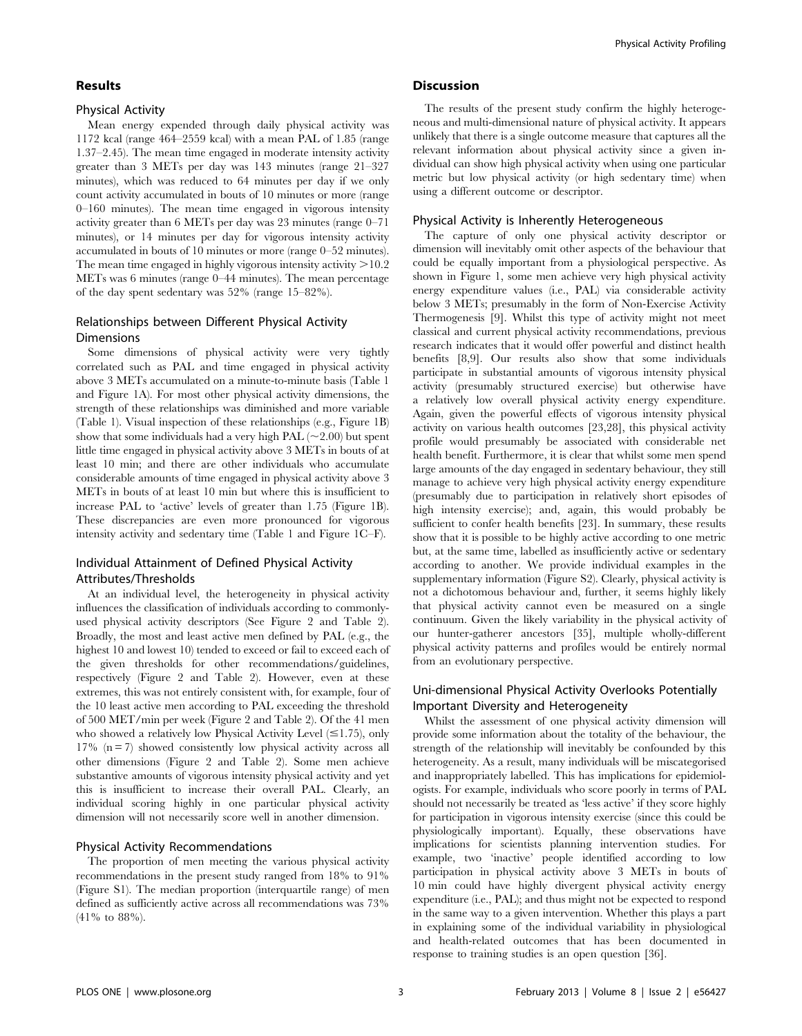## Results

### Physical Activity

Mean energy expended through daily physical activity was 1172 kcal (range 464–2559 kcal) with a mean PAL of 1.85 (range 1.37–2.45). The mean time engaged in moderate intensity activity greater than 3 METs per day was 143 minutes (range 21–327 minutes), which was reduced to 64 minutes per day if we only count activity accumulated in bouts of 10 minutes or more (range 0–160 minutes). The mean time engaged in vigorous intensity activity greater than 6 METs per day was 23 minutes (range 0–71 minutes), or 14 minutes per day for vigorous intensity activity accumulated in bouts of 10 minutes or more (range 0–52 minutes). The mean time engaged in highly vigorous intensity activity >10.2 METs was 6 minutes (range 0–44 minutes). The mean percentage of the day spent sedentary was 52% (range 15–82%).

### Relationships between Different Physical Activity Dimensions

Some dimensions of physical activity were very tightly correlated such as PAL and time engaged in physical activity above 3 METs accumulated on a minute-to-minute basis (Table 1 and Figure 1A). For most other physical activity dimensions, the strength of these relationships was diminished and more variable (Table 1). Visual inspection of these relationships (e.g., Figure 1B) show that some individuals had a very high PAL (~2.00) but spent little time engaged in physical activity above 3 METs in bouts of at least 10 min; and there are other individuals who accumulate considerable amounts of time engaged in physical activity above 3 METs in bouts of at least 10 min but where this is insufficient to increase PAL to 'active' levels of greater than 1.75 (Figure 1B). These discrepancies are even more pronounced for vigorous intensity activity and sedentary time (Table 1 and Figure 1C–F).

### Individual Attainment of Defined Physical Activity Attributes/Thresholds

At an individual level, the heterogeneity in physical activity influences the classification of individuals according to commonly-used physical activity descriptors (See Figure 2 and Table 2). Broadly, the most and least active men defined by PAL (e.g., the highest 10 and lowest 10) tended to exceed or fail to exceed each of the given thresholds for other recommendations/guidelines, respectively (Figure 2 and Table 2). However, even at these extremes, this was not entirely consistent with, for example, four of the 10 least active men according to PAL exceeding the threshold of 500 MET/min per week (Figure 2 and Table 2). Of the 41 men who showed a relatively low Physical Activity Level (≤1.75), only 17% (n = 7) showed consistently low physical activity across all other dimensions (Figure 2 and Table 2). Some men achieve substantive amounts of vigorous intensity physical activity and yet this is insufficient to increase their overall PAL. Clearly, an individual scoring highly in one particular physical activity dimension will not necessarily score well in another dimension.

### Physical Activity Recommendations

The proportion of men meeting the various physical activity recommendations in the present study ranged from 18% to 91% (Figure S1). The median proportion (interquartile range) of men defined as sufficiently active across all recommendations was 73% (41% to 88%).

## Discussion

The results of the present study confirm the highly heterogeneous and multi-dimensional nature of physical activity. It appears unlikely that there is a single outcome measure that captures all the relevant information about physical activity since a given individual can show high physical activity when using one particular metric but low physical activity (or high sedentary time) when using a different outcome or descriptor.

### Physical Activity is Inherently Heterogeneous

The capture of only one physical activity descriptor or dimension will inevitably omit other aspects of the behaviour that could be equally important from a physiological perspective. As shown in Figure 1, some men achieve very high physical activity energy expenditure values (i.e., PAL) via considerable activity below 3 METs; presumably in the form of Non-Exercise Activity Thermogenesis [9]. Whilst this type of activity might not meet classical and current physical activity recommendations, previous research indicates that it would offer powerful and distinct health benefits [8,9]. Our results also show that some individuals participate in substantial amounts of vigorous intensity physical activity (presumably structured exercise) but otherwise have a relatively low overall physical activity energy expenditure. Again, given the powerful effects of vigorous intensity physical activity on various health outcomes [23,28], this physical activity profile would presumably be associated with considerable net health benefit. Furthermore, it is clear that whilst some men spend large amounts of the day engaged in sedentary behaviour, they still manage to achieve very high physical activity energy expenditure (presumably due to participation in relatively short episodes of high intensity exercise); and, again, this would probably be sufficient to confer health benefits [23]. In summary, these results show that it is possible to be highly active according to one metric but, at the same time, labelled as insufficiently active or sedentary according to another. We provide individual examples in the supplementary information (Figure S2). Clearly, physical activity is not a dichotomous behaviour and, further, it seems highly likely that physical activity cannot even be measured on a single continuum. Given the likely variability in the physical activity of our hunter-gatherer ancestors [35], multiple wholly-different physical activity patterns and profiles would be entirely normal from an evolutionary perspective.

### Uni-dimensional Physical Activity Overlooks Potentially Important Diversity and Heterogeneity

Whilst the assessment of one physical activity dimension will provide some information about the totality of the behaviour, the strength of the relationship will inevitably be confounded by this heterogeneity. As a result, many individuals will be miscategorised and inappropriately labelled. This has implications for epidemiologists. For example, individuals who score poorly in terms of PAL should not necessarily be treated as 'less active' if they score highly for participation in vigorous intensity exercise (since this could be physiologically important). Equally, these observations have implications for scientists planning intervention studies. For example, two 'inactive' people identified according to low participation in physical activity above 3 METs in bouts of 10 min could have highly divergent physical activity energy expenditure (i.e., PAL); and thus might not be expected to respond in the same way to a given intervention. Whether this plays a part in explaining some of the individual variability in physiological and health-related outcomes that has been documented in response to training studies is an open question [36].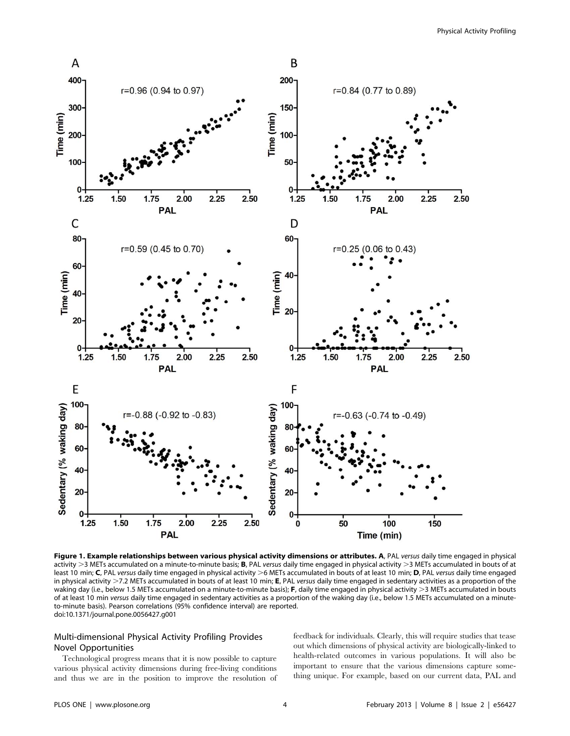**Figure 1. Example relationships between various physical activity dimensions or attributes. A**, PAL *versus* daily time engaged in physical activity >3 METs accumulated on a minute-to-minute basis; **B**, PAL *versus* daily time engaged in physical activity >3 METs accumulated in bouts of at least 10 min; **C**, PAL *versus* daily time engaged in physical activity >6 METs accumulated in bouts of at least 10 min; **D**, PAL *versus* daily time engaged in physical activity >7.2 METs accumulated in bouts of at least 10 min; **E**, PAL *versus* daily time engaged in sedentary activities as a proportion of the waking day (i.e., below 1.5 METs accumulated on a minute-to-minute basis); **F**, daily time engaged in physical activity >3 METs accumulated in bouts of at least 10 min *versus* daily time engaged in sedentary activities as a proportion of the waking day (i.e., below 1.5 METs accumulated on a minute-to-minute basis). Pearson correlations (95% confidence interval) are reported.
doi:10.1371/journal.pone.0056427.g001

## Multi-dimensional Physical Activity Profiling Provides Novel Opportunities

Technological progress means that it is now possible to capture various physical activity dimensions during free-living conditions and thus we are in the position to improve the resolution of feedback for individuals. Clearly, this will require studies that tease out which dimensions of physical activity are biologically-linked to health-related outcomes in various populations. It will also be important to ensure that the various dimensions capture something unique. For example, based on our current data, PAL and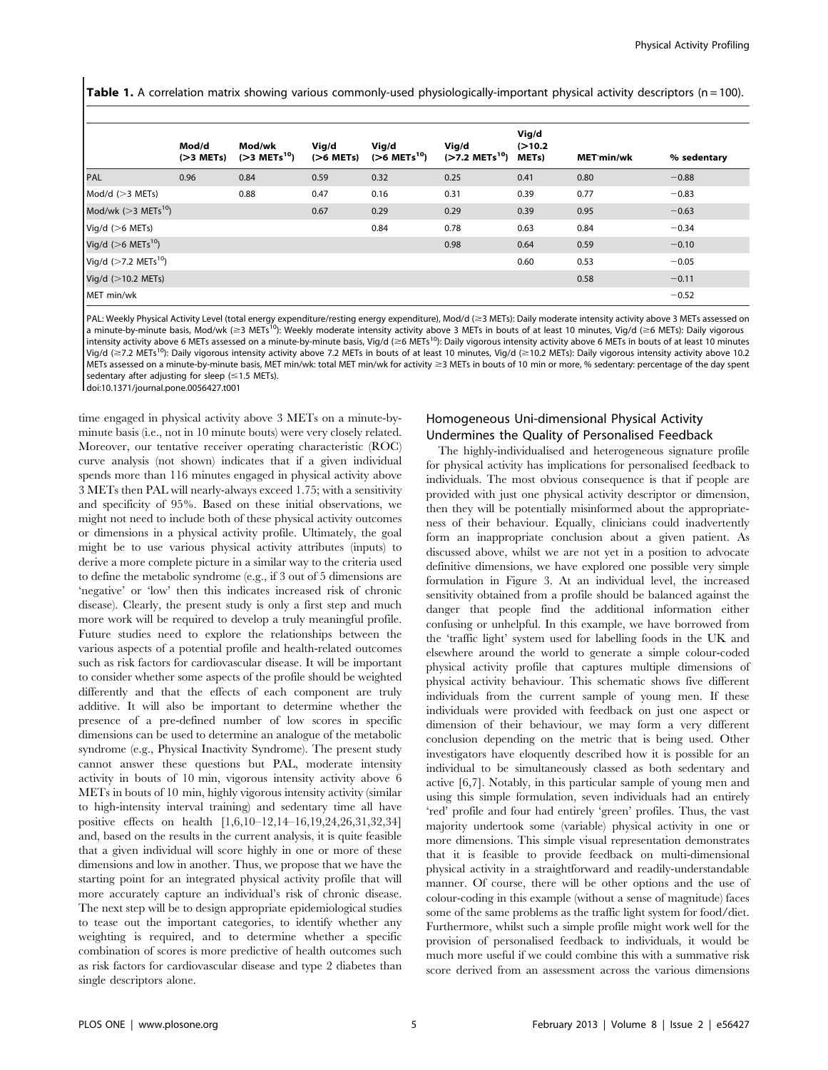**Table 1.** A correlation matrix showing various commonly-used physiologically-important physical activity descriptors (n = 100).

| | Mod/d (>3 METs) | Mod/wk (>3 METs[10]) | Vig/d (>6 METs) | Vig/d (>6 METs[10]) | Vig/d (>7.2 METs[10]) | Vig/d (>10.2 METs) | MET·min/wk | % sedentary |
|---|---|---|---|---|---|---|---|---|
| PAL | 0.96 | 0.84 | 0.59 | 0.32 | 0.25 | 0.41 | 0.80 | −0.88 |
| Mod/d (>3 METs) | | 0.88 | 0.47 | 0.16 | 0.31 | 0.39 | 0.77 | −0.83 |
| Mod/wk (>3 METs[10]) | | | 0.67 | 0.29 | 0.29 | 0.39 | 0.95 | −0.63 |
| Vig/d (>6 METs) | | | | 0.84 | 0.78 | 0.63 | 0.84 | −0.34 |
| Vig/d (>6 METs[10]) | | | | | 0.98 | 0.64 | 0.59 | −0.10 |
| Vig/d (>7.2 METs[10]) | | | | | | 0.60 | 0.53 | −0.05 |
| Vig/d (>10.2 METs) | | | | | | | 0.58 | −0.11 |
| MET min/wk | | | | | | | | −0.52 |

PAL: Weekly Physical Activity Level (total energy expenditure/resting energy expenditure), Mod/d (≥3 METs): Daily moderate intensity activity above 3 METs assessed on a minute-by-minute basis, Mod/wk (≥3 METs[10]): Weekly moderate intensity activity above 3 METs in bouts of at least 10 minutes, Vig/d (≥6 METs): Daily vigorous intensity activity above 6 METs assessed on a minute-by-minute basis, Vig/d (≥6 METs[10]): Daily vigorous intensity activity above 6 METs in bouts of at least 10 minutes Vig/d (≥7.2 METs[10]): Daily vigorous intensity activity above 7.2 METs in bouts of at least 10 minutes, Vig/d (≥10.2 METs): Daily vigorous intensity activity above 10.2 METs assessed on a minute-by-minute basis, MET min/wk: total MET min/wk for activity ≥3 METs in bouts of 10 min or more, % sedentary: percentage of the day spent sedentary after adjusting for sleep (≤1.5 METs).

doi:10.1371/journal.pone.0056427.t001

time engaged in physical activity above 3 METs on a minute-by-minute basis (i.e., not in 10 minute bouts) were very closely related. Moreover, our tentative receiver operating characteristic (ROC) curve analysis (not shown) indicates that if a given individual spends more than 116 minutes engaged in physical activity above 3 METs then PAL will nearly-always exceed 1.75; with a sensitivity and specificity of 95%. Based on these initial observations, we might not need to include both of these physical activity outcomes or dimensions in a physical activity profile. Ultimately, the goal might be to use various physical activity attributes (inputs) to derive a more complete picture in a similar way to the criteria used to define the metabolic syndrome (e.g., if 3 out of 5 dimensions are 'negative' or 'low' then this indicates increased risk of chronic disease). Clearly, the present study is only a first step and much more work will be required to develop a truly meaningful profile. Future studies need to explore the relationships between the various aspects of a potential profile and health-related outcomes such as risk factors for cardiovascular disease. It will be important to consider whether some aspects of the profile should be weighted differently and that the effects of each component are truly additive. It will also be important to determine whether the presence of a pre-defined number of low scores in specific dimensions can be used to determine an analogue of the metabolic syndrome (e.g., Physical Inactivity Syndrome). The present study cannot answer these questions but PAL, moderate intensity activity in bouts of 10 min, vigorous intensity activity above 6 METs in bouts of 10 min, highly vigorous intensity activity (similar to high-intensity interval training) and sedentary time all have positive effects on health [1,6,10–12,14–16,19,24,26,31,32,34] and, based on the results in the current analysis, it is quite feasible that a given individual will score highly in one or more of these dimensions and low in another. Thus, we propose that we have the starting point for an integrated physical activity profile that will more accurately capture an individual's risk of chronic disease. The next step will be to design appropriate epidemiological studies to tease out the important categories, to identify whether any weighting is required, and to determine whether a specific combination of scores is more predictive of health outcomes such as risk factors for cardiovascular disease and type 2 diabetes than single descriptors alone.

## Homogeneous Uni-dimensional Physical Activity Undermines the Quality of Personalised Feedback

The highly-individualised and heterogeneous signature profile for physical activity has implications for personalised feedback to individuals. The most obvious consequence is that if people are provided with just one physical activity descriptor or dimension, then they will be potentially misinformed about the appropriateness of their behaviour. Equally, clinicians could inadvertently form an inappropriate conclusion about a given patient. As discussed above, whilst we are not yet in a position to advocate definitive dimensions, we have explored one possible very simple formulation in Figure 3. At an individual level, the increased sensitivity obtained from a profile should be balanced against the danger that people find the additional information either confusing or unhelpful. In this example, we have borrowed from the 'traffic light' system used for labelling foods in the UK and elsewhere around the world to generate a simple colour-coded physical activity profile that captures multiple dimensions of physical activity behaviour. This schematic shows five different individuals from the current sample of young men. If these individuals were provided with feedback on just one aspect or dimension of their behaviour, we may form a very different conclusion depending on the metric that is being used. Other investigators have eloquently described how it is possible for an individual to be simultaneously classed as both sedentary and active [6,7]. Notably, in this particular sample of young men and using this simple formulation, seven individuals had an entirely 'red' profile and four had entirely 'green' profiles. Thus, the vast majority undertook some (variable) physical activity in one or more dimensions. This simple visual representation demonstrates that it is feasible to provide feedback on multi-dimensional physical activity in a straightforward and readily-understandable manner. Of course, there will be other options and the use of colour-coding in this example (without a sense of magnitude) faces some of the same problems as the traffic light system for food/diet. Furthermore, whilst such a simple profile might work well for the provision of personalised feedback to individuals, it would be much more useful if we could combine this with a summative risk score derived from an assessment across the various dimensions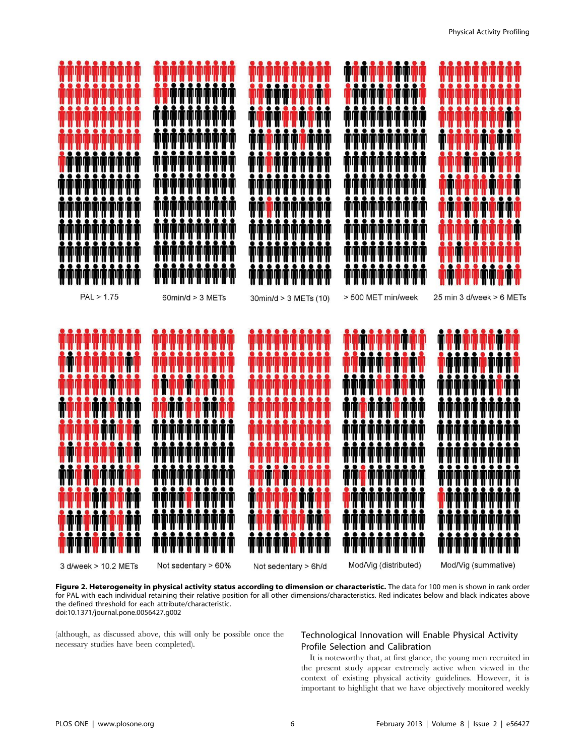PAL > 1.75

60min/d > 3 METs

30min/d > 3 METs (10)

> 500 MET min/week

25 min 3 d/week > 6 METs

3 d/week > 10.2 METs

Not sedentary > 60%

Not sedentary > 6h/d

Mod/Vig (distributed)

Mod/Vig (summative)

**Figure 2. Heterogeneity in physical activity status according to dimension or characteristic.** The data for 100 men is shown in rank order for PAL with each individual retaining their relative position for all other dimensions/characteristics. Red indicates below and black indicates above the defined threshold for each attribute/characteristic.
doi:10.1371/journal.pone.0056427.g002

(although, as discussed above, this will only be possible once the necessary studies have been completed).

## Technological Innovation will Enable Physical Activity Profile Selection and Calibration

It is noteworthy that, at first glance, the young men recruited in the present study appear extremely active when viewed in the context of existing physical activity guidelines. However, it is important to highlight that we have objectively monitored weekly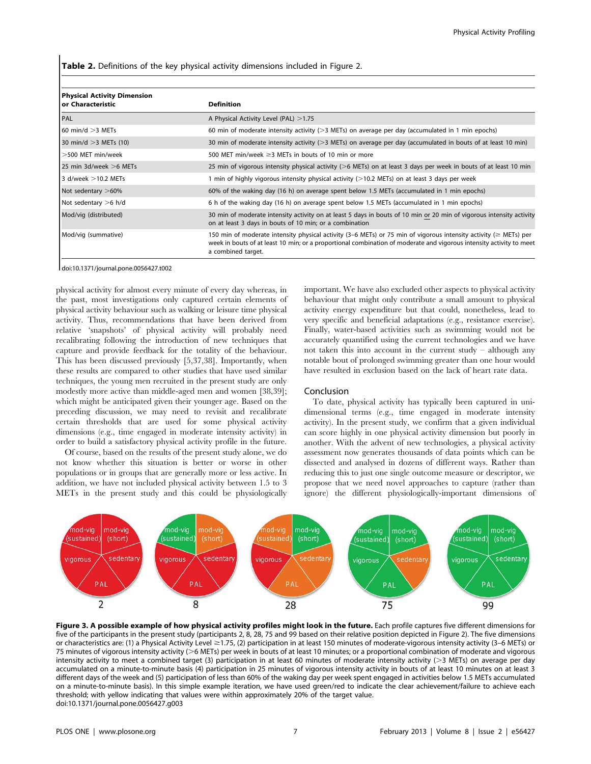**Table 2.** Definitions of the key physical activity dimensions included in Figure 2.

| Physical Activity Dimension or Characteristic | Definition |
| --- | --- |
| PAL | A Physical Activity Level (PAL) >1.75 |
| 60 min/d >3 METs | 60 min of moderate intensity activity (>3 METs) on average per day (accumulated in 1 min epochs) |
| 30 min/d >3 METs (10) | 30 min of moderate intensity activity (>3 METs) on average per day (accumulated in bouts of at least 10 min) |
| >500 MET min/week | 500 MET min/week ≥3 METs in bouts of 10 min or more |
| 25 min 3d/week >6 METs | 25 min of vigorous intensity physical activity (>6 METs) on at least 3 days per week in bouts of at least 10 min |
| 3 d/week >10.2 METs | 1 min of highly vigorous intensity physical activity (>10.2 METs) on at least 3 days per week |
| Not sedentary >60% | 60% of the waking day (16 h) on average spent below 1.5 METs (accumulated in 1 min epochs) |
| Not sedentary >6 h/d | 6 h of the waking day (16 h) on average spent below 1.5 METs (accumulated in 1 min epochs) |
| Mod/vig (distributed) | 30 min of moderate intensity activity on at least 5 days in bouts of 10 min or 20 min of vigorous intensity activity on at least 3 days in bouts of 10 min; or a combination |
| Mod/vig (summative) | 150 min of moderate intensity physical activity (3–6 METs) or 75 min of vigorous intensity activity (≥ METs) per week in bouts of at least 10 min; or a proportional combination of moderate and vigorous intensity activity to meet a combined target. |

doi:10.1371/journal.pone.0056427.t002

physical activity for almost every minute of every day whereas, in the past, most investigations only captured certain elements of physical activity behaviour such as walking or leisure time physical activity. Thus, recommendations that have been derived from relative 'snapshots' of physical activity will probably need recalibrating following the introduction of new techniques that capture and provide feedback for the totality of the behaviour. This has been discussed previously [5,37,38]. Importantly, when these results are compared to other studies that have used similar techniques, the young men recruited in the present study are only modestly more active than middle-aged men and women [38,39]; which might be anticipated given their younger age. Based on the preceding discussion, we may need to revisit and recalibrate certain thresholds that are used for some physical activity dimensions (e.g., time engaged in moderate intensity activity) in order to build a satisfactory physical activity profile in the future.

Of course, based on the results of the present study alone, we do not know whether this situation is better or worse in other populations or in groups that are generally more or less active. In addition, we have not included physical activity between 1.5 to 3 METs in the present study and this could be physiologically important. We have also excluded other aspects to physical activity behaviour that might only contribute a small amount to physical activity energy expenditure but that could, nonetheless, lead to very specific and beneficial adaptations (e.g., resistance exercise). Finally, water-based activities such as swimming would not be accurately quantified using the current technologies and we have not taken this into account in the current study – although any notable bout of prolonged swimming greater than one hour would have resulted in exclusion based on the lack of heart rate data.

## Conclusion

To date, physical activity has typically been captured in uni-dimensional terms (e.g., time engaged in moderate intensity activity). In the present study, we confirm that a given individual can score highly in one physical activity dimension but poorly in another. With the advent of new technologies, a physical activity assessment now generates thousands of data points which can be dissected and analysed in dozens of different ways. Rather than reducing this to just one single outcome measure or descriptor, we propose that we need novel approaches to capture (rather than ignore) the different physiologically-important dimensions of

**Figure 3. A possible example of how physical activity profiles might look in the future.** Each profile captures five different dimensions for five of the participants in the present study (participants 2, 8, 28, 75 and 99 based on their relative position depicted in Figure 2). The five dimensions or characteristics are: (1) a Physical Activity Level ≥1.75, (2) participation in at least 150 minutes of moderate-vigorous intensity activity (3–6 METs) or 75 minutes of vigorous intensity activity (>6 METs) per week in bouts of at least 10 minutes; or a proportional combination of moderate and vigorous intensity activity to meet a combined target (3) participation in at least 60 minutes of moderate intensity activity (>3 METs) on average per day accumulated on a minute-to-minute basis (4) participation in 25 minutes of vigorous intensity activity in bouts of at least 10 minutes on at least 3 different days of the week and (5) participation of less than 60% of the waking day per week spent engaged in activities below 1.5 METs accumulated on a minute-to-minute basis). In this simple example iteration, we have used green/red to indicate the clear achievement/failure to achieve each threshold; with yellow indicating that values were within approximately 20% of the target value.
doi:10.1371/journal.pone.0056427.g003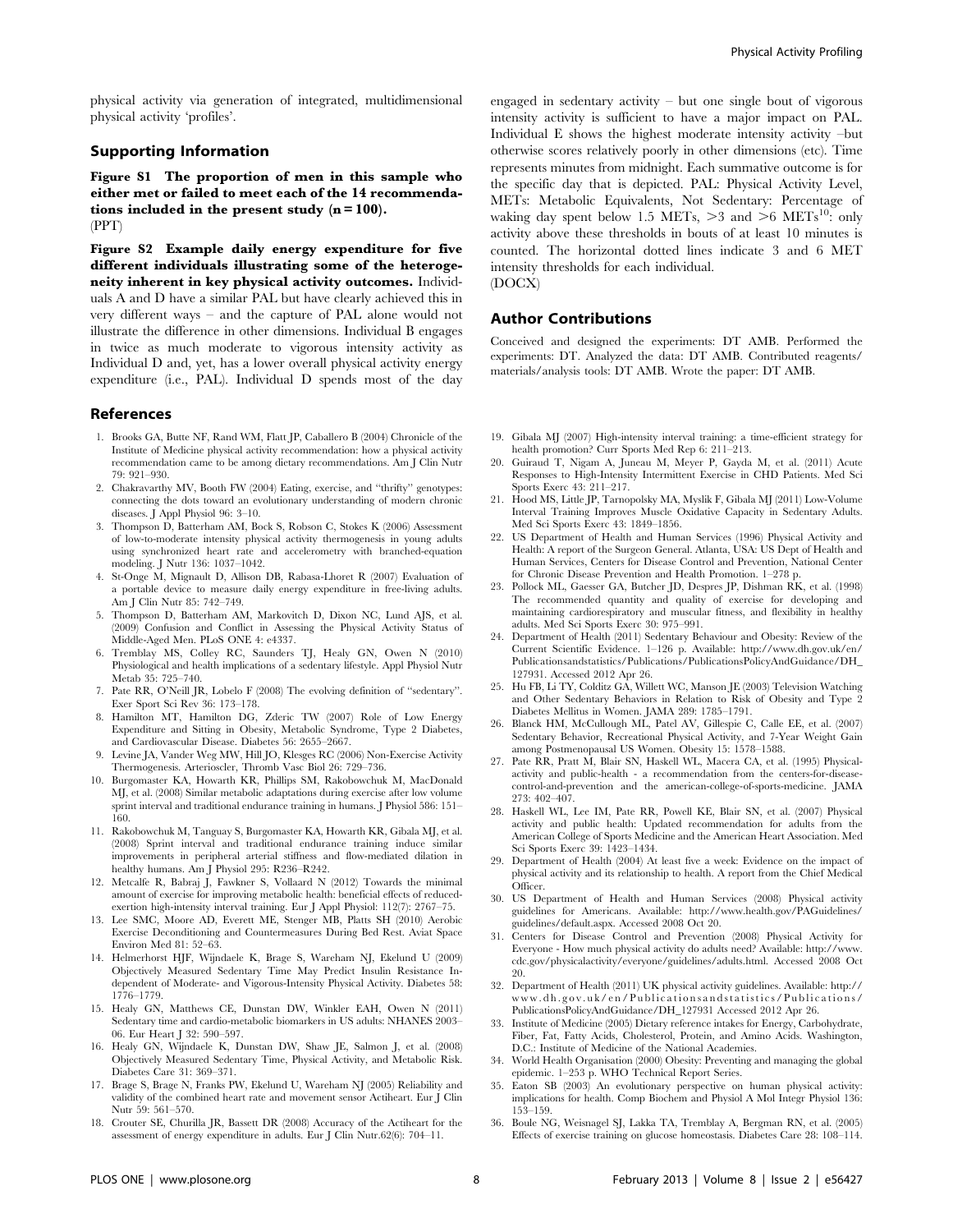physical activity via generation of integrated, multidimensional physical activity 'profiles'.

## Supporting Information

**Figure S1 The proportion of men in this sample who either met or failed to meet each of the 14 recommendations included in the present study (n = 100).**
(PPT)

**Figure S2 Example daily energy expenditure for five different individuals illustrating some of the heterogeneity inherent in key physical activity outcomes.** Individuals A and D have a similar PAL but have clearly achieved this in very different ways – and the capture of PAL alone would not illustrate the difference in other dimensions. Individual B engages in twice as much moderate to vigorous intensity activity as Individual D and, yet, has a lower overall physical activity energy expenditure (i.e., PAL). Individual D spends most of the day engaged in sedentary activity – but one single bout of vigorous intensity activity is sufficient to have a major impact on PAL. Individual E shows the highest moderate intensity activity –but otherwise scores relatively poorly in other dimensions (etc). Time represents minutes from midnight. Each summative outcome is for the specific day that is depicted. PAL: Physical Activity Level, METs: Metabolic Equivalents, Not Sedentary: Percentage of waking day spent below 1.5 METs, >3 and >6 METs[10]: only activity above these thresholds in bouts of at least 10 minutes is counted. The horizontal dotted lines indicate 3 and 6 MET intensity thresholds for each individual.
(DOCX)

## Author Contributions

Conceived and designed the experiments: DT AMB. Performed the experiments: DT. Analyzed the data: DT AMB. Contributed reagents/materials/analysis tools: DT AMB. Wrote the paper: DT AMB.

## References

1. Brooks GA, Butte NF, Rand WM, Flatt JP, Caballero B (2004) Chronicle of the Institute of Medicine physical activity recommendation: how a physical activity recommendation came to be among dietary recommendations. Am J Clin Nutr 79: 921–930.
2. Chakravarthy MV, Booth FW (2004) Eating, exercise, and ''thrifty'' genotypes: connecting the dots toward an evolutionary understanding of modern chronic diseases. J Appl Physiol 96: 3–10.
3. Thompson D, Batterham AM, Bock S, Robson C, Stokes K (2006) Assessment of low-to-moderate intensity physical activity thermogenesis in young adults using synchronized heart rate and accelerometry with branched-equation modeling. J Nutr 136: 1037–1042.
4. St-Onge M, Mignault D, Allison DB, Rabasa-Lhoret R (2007) Evaluation of a portable device to measure daily energy expenditure in free-living adults. Am J Clin Nutr 85: 742–749.
5. Thompson D, Batterham AM, Markovitch D, Dixon NC, Lund AJS, et al. (2009) Confusion and Conflict in Assessing the Physical Activity Status of Middle-Aged Men. PLoS ONE 4: e4337.
6. Tremblay MS, Colley RC, Saunders TJ, Healy GN, Owen N (2010) Physiological and health implications of a sedentary lifestyle. Appl Physiol Nutr Metab 35: 725–740.
7. Pate RR, O'Neill JR, Lobelo F (2008) The evolving definition of ''sedentary''. Exer Sport Sci Rev 36: 173–178.
8. Hamilton MT, Hamilton DG, Zderic TW (2007) Role of Low Energy Expenditure and Sitting in Obesity, Metabolic Syndrome, Type 2 Diabetes, and Cardiovascular Disease. Diabetes 56: 2655–2667.
9. Levine JA, Vander Weg MW, Hill JO, Klesges RC (2006) Non-Exercise Activity Thermogenesis. Arterioscler, Thromb Vasc Biol 26: 729–736.
10. Burgomaster KA, Howarth KR, Phillips SM, Rakobowchuk M, MacDonald MJ, et al. (2008) Similar metabolic adaptations during exercise after low volume sprint interval and traditional endurance training in humans. J Physiol 586: 151–160.
11. Rakobowchuk M, Tanguay S, Burgomaster KA, Howarth KR, Gibala MJ, et al. (2008) Sprint interval and traditional endurance training induce similar improvements in peripheral arterial stiffness and flow-mediated dilation in healthy humans. Am J Physiol 295: R236–R242.
12. Metcalfe R, Babraj J, Fawkner S, Vollaard N (2012) Towards the minimal amount of exercise for improving metabolic health: beneficial effects of reduced-exertion high-intensity interval training. Eur J Appl Physiol: 112(7): 2767–75.
13. Lee SMC, Moore AD, Everett ME, Stenger MB, Platts SH (2010) Aerobic Exercise Deconditioning and Countermeasures During Bed Rest. Aviat Space Environ Med 81: 52–63.
14. Helmerhorst HJF, Wijndaele K, Brage S, Wareham NJ, Ekelund U (2009) Objectively Measured Sedentary Time May Predict Insulin Resistance Independent of Moderate- and Vigorous-Intensity Physical Activity. Diabetes 58: 1776–1779.
15. Healy GN, Matthews CE, Dunstan DW, Winkler EAH, Owen N (2011) Sedentary time and cardio-metabolic biomarkers in US adults: NHANES 2003–06. Eur Heart J 32: 590–597.
16. Healy GN, Wijndaele K, Dunstan DW, Shaw JE, Salmon J, et al. (2008) Objectively Measured Sedentary Time, Physical Activity, and Metabolic Risk. Diabetes Care 31: 369–371.
17. Brage S, Brage N, Franks PW, Ekelund U, Wareham NJ (2005) Reliability and validity of the combined heart rate and movement sensor Actiheart. Eur J Clin Nutr 59: 561–570.
18. Crouter SE, Churilla JR, Bassett DR (2008) Accuracy of the Actiheart for the assessment of energy expenditure in adults. Eur J Clin Nutr.62(6): 704–11.
19. Gibala MJ (2007) High-intensity interval training: a time-efficient strategy for health promotion? Curr Sports Med Rep 6: 211–213.
20. Guiraud T, Nigam A, Juneau M, Meyer P, Gayda M, et al. (2011) Acute Responses to High-Intensity Intermittent Exercise in CHD Patients. Med Sci Sports Exerc 43: 211–217.
21. Hood MS, Little JP, Tarnopolsky MA, Myslik F, Gibala MJ (2011) Low-Volume Interval Training Improves Muscle Oxidative Capacity in Sedentary Adults. Med Sci Sports Exerc 43: 1849–1856.
22. US Department of Health and Human Services (1996) Physical Activity and Health: A report of the Surgeon General. Atlanta, USA: US Dept of Health and Human Services, Centers for Disease Control and Prevention, National Center for Chronic Disease Prevention and Health Promotion. 1–278 p.
23. Pollock ML, Gaesser GA, Butcher JD, Despres JP, Dishman RK, et al. (1998) The recommended quantity and quality of exercise for developing and maintaining cardiorespiratory and muscular fitness, and flexibility in healthy adults. Med Sci Sports Exerc 30: 975–991.
24. Department of Health (2011) Sedentary Behaviour and Obesity: Review of the Current Scientific Evidence. 1–126 p. Available: http://www.dh.gov.uk/en/Publicationsandstatistics/Publications/PublicationsPolicyAndGuidance/DH_127931. Accessed 2012 Apr 26.
25. Hu FB, Li TY, Colditz GA, Willett WC, Manson JE (2003) Television Watching and Other Sedentary Behaviors in Relation to Risk of Obesity and Type 2 Diabetes Mellitus in Women. JAMA 289: 1785–1791.
26. Blanck HM, McCullough ML, Patel AV, Gillespie C, Calle EE, et al. (2007) Sedentary Behavior, Recreational Physical Activity, and 7-Year Weight Gain among Postmenopausal US Women. Obesity 15: 1578–1588.
27. Pate RR, Pratt M, Blair SN, Haskell WL, Macera CA, et al. (1995) Physical-activity and public-health - a recommendation from the centers-for-disease-control-and-prevention and the american-college-of-sports-medicine. JAMA 273: 402–407.
28. Haskell WL, Lee IM, Pate RR, Powell KE, Blair SN, et al. (2007) Physical activity and public health: Updated recommendation for adults from the American College of Sports Medicine and the American Heart Association. Med Sci Sports Exerc 39: 1423–1434.
29. Department of Health (2004) At least five a week: Evidence on the impact of physical activity and its relationship to health. A report from the Chief Medical Officer.
30. US Department of Health and Human Services (2008) Physical activity guidelines for Americans. Available: http://www.health.gov/PAGuidelines/guidelines/default.aspx. Accessed 2008 Oct 20.
31. Centers for Disease Control and Prevention (2008) Physical Activity for Everyone - How much physical activity do adults need? Available: http://www.cdc.gov/physicalactivity/everyone/guidelines/adults.html. Accessed 2008 Oct 20.
32. Department of Health (2011) UK physical activity guidelines. Available: http://www.dh.gov.uk/en/Publicationsandstatistics/Publications/PublicationsPolicyAndGuidance/DH_127931 Accessed 2012 Apr 26.
33. Institute of Medicine (2005) Dietary reference intakes for Energy, Carbohydrate, Fiber, Fat, Fatty Acids, Cholesterol, Protein, and Amino Acids. Washington, D.C.: Institute of Medicine of the National Academies.
34. World Health Organisation (2000) Obesity: Preventing and managing the global epidemic. 1–253 p. WHO Technical Report Series.
35. Eaton SB (2003) An evolutionary perspective on human physical activity: implications for health. Comp Biochem and Physiol A Mol Integr Physiol 136: 153–159.
36. Boule NG, Weisnagel SJ, Lakka TA, Tremblay A, Bergman RN, et al. (2005) Effects of exercise training on glucose homeostasis. Diabetes Care 28: 108–114.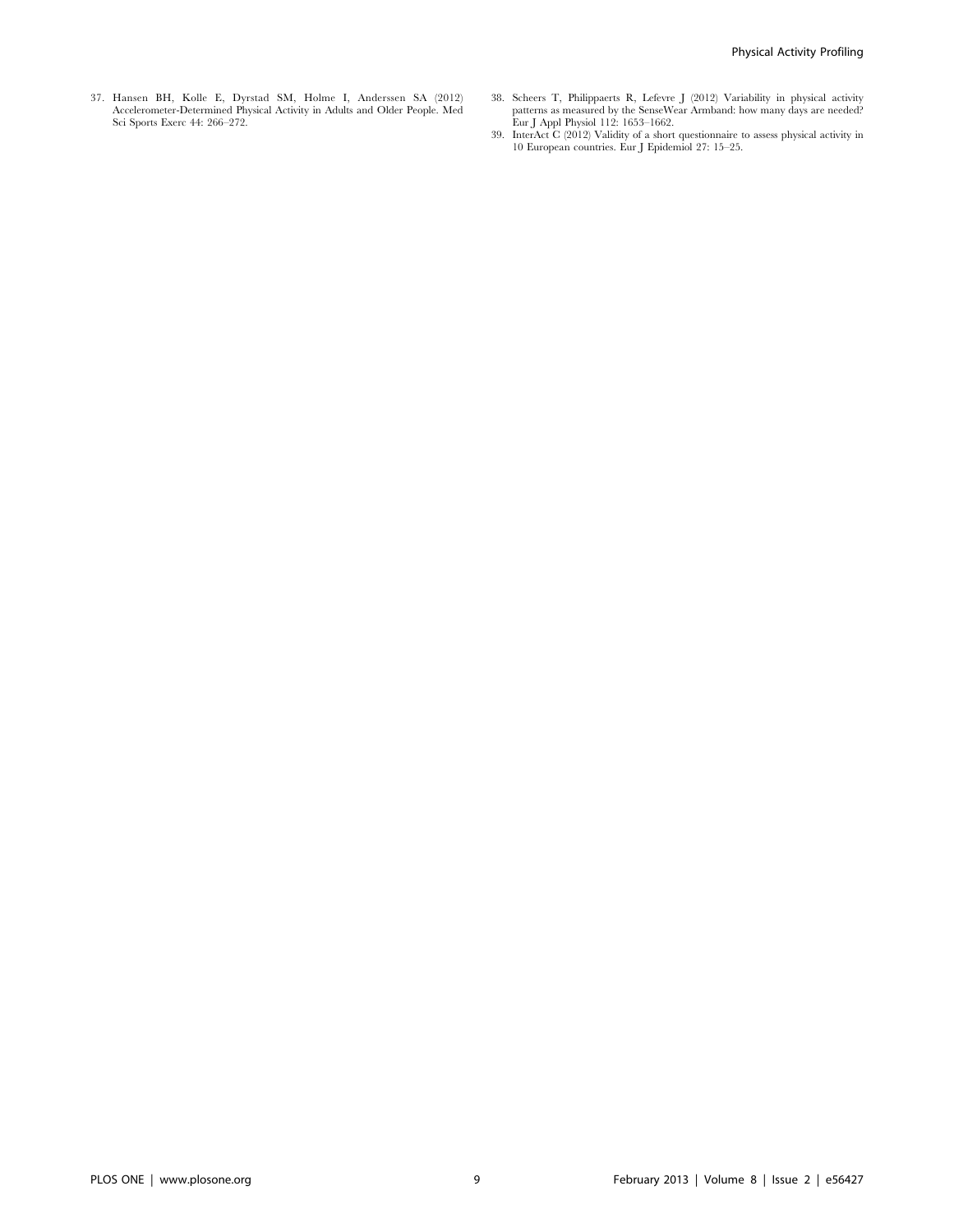37. Hansen BH, Kolle E, Dyrstad SM, Holme I, Anderssen SA (2012) Accelerometer-Determined Physical Activity in Adults and Older People. Med Sci Sports Exerc 44: 266–272.
38. Scheers T, Philippaerts R, Lefevre J (2012) Variability in physical activity patterns as measured by the SenseWear Armband: how many days are needed? Eur J Appl Physiol 112: 1653–1662.
39. InterAct C (2012) Validity of a short questionnaire to assess physical activity in 10 European countries. Eur J Epidemiol 27: 15–25.